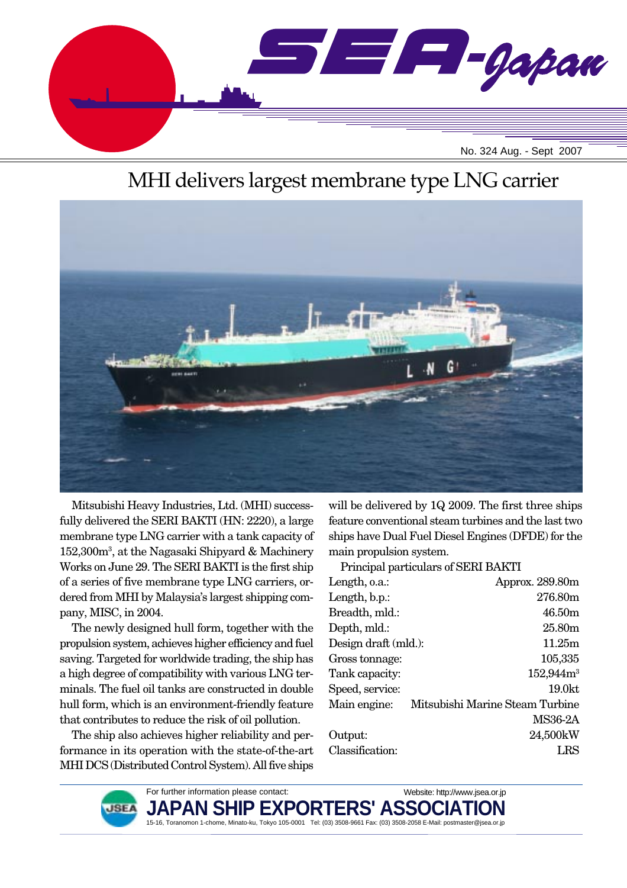# SEA-Japan

No. 324 Aug. - Sept 2007

## MHI delivers largest membrane type LNG carrier

Mitsubishi Heavy Industries, Ltd. (MHI) successfully delivered the SERI BAKTI (HN: 2220), a large membrane type LNG carrier with a tank capacity of 152,300m³, at the Nagasaki Shipyard & Machinery Works on June 29. The SERI BAKTI is the first ship of a series of five membrane type LNG carriers, ordered from MHI by Malaysia's largest shipping company, MISC, in 2004.

The newly designed hull form, together with the propulsion system, achieves higher efficiency and fuel saving. Targeted for worldwide trading, the ship has a high degree of compatibility with various LNG terminals. The fuel oil tanks are constructed in double hull form, which is an environment-friendly feature that contributes to reduce the risk of oil pollution.

The ship also achieves higher reliability and performance in its operation with the state-of-the-art MHI DCS (Distributed Control System). All five ships will be delivered by 1Q 2009. The first three ships feature conventional steam turbines and the last two ships have Dual Fuel Diesel Engines (DFDE) for the main propulsion system.

Principal particulars of SERI BAKTI

| | |
|---|---|
| Length, o.a.: | Approx. 289.80m |
| Length, b.p.: | 276.80m |
| Breadth, mld.: | 46.50m |
| Depth, mld.: | 25.80m |
| Design draft (mld.): | 11.25m |
| Gross tonnage: | 105,335 |
| Tank capacity: | 152,944m³ |
| Speed, service: | 19.0kt |
| Main engine: | Mitsubishi Marine Steam Turbine MS36-2A |
| Output: | 24,500kW |
| Classification: | LRS |

For further information please contact: Website: http://www.jsea.or.jp

**JAPAN SHIP EXPORTERS' ASSOCIATION**

15-16, Toranomon 1-chome, Minato-ku, Tokyo 105-0001 Tel: (03) 3508-9661 Fax: (03) 3508-2058 E-Mail: postmaster@jsea.or.jp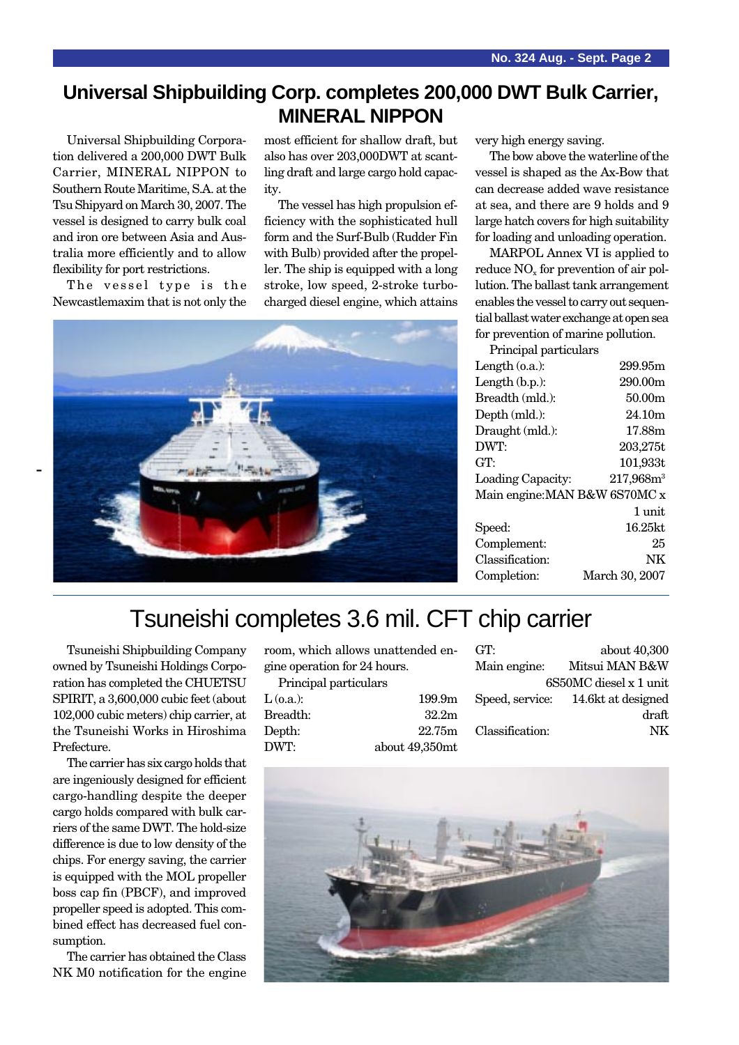# Universal Shipbuilding Corp. completes 200,000 DWT Bulk Carrier, MINERAL NIPPON

Universal Shipbuilding Corporation delivered a 200,000 DWT Bulk Carrier, MINERAL NIPPON to Southern Route Maritime, S.A. at the Tsu Shipyard on March 30, 2007. The vessel is designed to carry bulk coal and iron ore between Asia and Australia more efficiently and to allow flexibility for port restrictions.

The vessel type is the Newcastlemaxim that is not only the most efficient for shallow draft, but also has over 203,000DWT at scantling draft and large cargo hold capacity.

The vessel has high propulsion efficiency with the sophisticated hull form and the Surf-Bulb (Rudder Fin with Bulb) provided after the propeller. The ship is equipped with a long stroke, low speed, 2-stroke turbocharged diesel engine, which attains very high energy saving.

The bow above the waterline of the vessel is shaped as the Ax-Bow that can decrease added wave resistance at sea, and there are 9 holds and 9 large hatch covers for high suitability for loading and unloading operation.

MARPOL Annex VI is applied to reduce $NO_x$ for prevention of air pollution. The ballast tank arrangement enables the vessel to carry out sequential ballast water exchange at open sea for prevention of marine pollution.

Principal particulars

| | |
|---|---|
| Length (o.a.): | 299.95m |
| Length (b.p.): | 290.00m |
| Breadth (mld.): | 50.00m |
| Depth (mld.): | 24.10m |
| Draught (mld.): | 17.88m |
| DWT: | 203,275t |
| GT: | 101,933t |
| Loading Capacity: | 217,968$m^3$ |
| Main engine: | MAN B&W 6S70MC x 1 unit |
| Speed: | 16.25kt |
| Complement: | 25 |
| Classification: | NK |
| Completion: | March 30, 2007 |

# Tsuneishi completes 3.6 mil. CFT chip carrier

Tsuneishi Shipbuilding Company owned by Tsuneishi Holdings Corporation has completed the CHUETSU SPIRIT, a 3,600,000 cubic feet (about 102,000 cubic meters) chip carrier, at the Tsuneishi Works in Hiroshima Prefecture.

The carrier has six cargo holds that are ingeniously designed for efficient cargo-handling despite the deeper cargo holds compared with bulk carriers of the same DWT. The hold-size difference is due to low density of the chips. For energy saving, the carrier is equipped with the MOL propeller boss cap fin (PBCF), and improved propeller speed is adopted. This combined effect has decreased fuel consumption.

The carrier has obtained the Class NK M0 notification for the engine room, which allows unattended engine operation for 24 hours.

Principal particulars

| | |
|---|---|
| L (o.a.): | 199.9m |
| Breadth: | 32.2m |
| Depth: | 22.75m |
| DWT: | about 49,350mt |
| GT: | about 40,300 |
| Main engine: | Mitsui MAN B&W 6S50MC diesel x 1 unit |
| Speed, service: | 14.6kt at designed draft |
| Classification: | NK |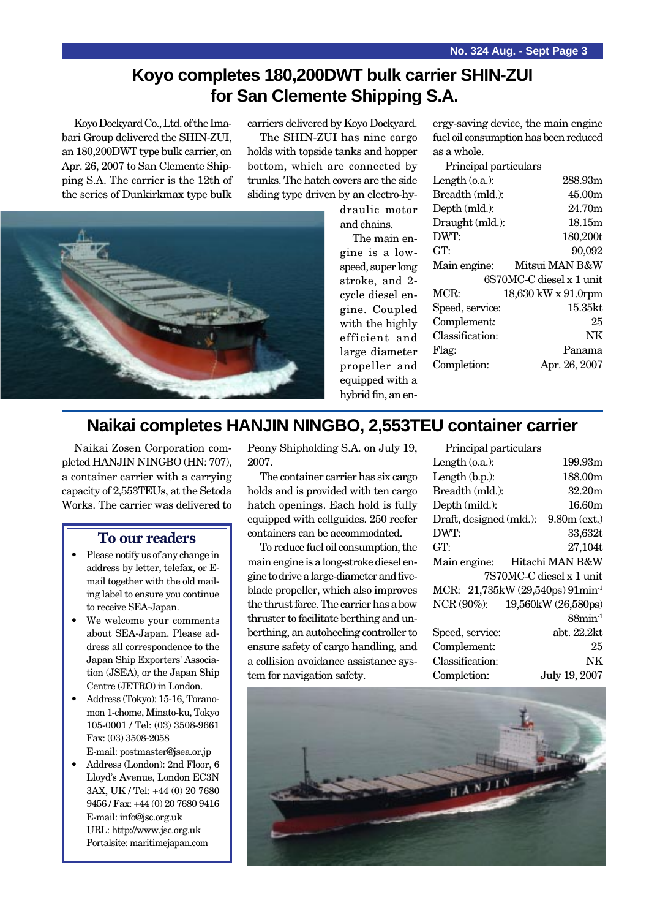# Koyo completes 180,200DWT bulk carrier SHIN-ZUI for San Clemente Shipping S.A.

Koyo Dockyard Co., Ltd. of the Imabari Group delivered the SHIN-ZUI, an 180,200DWT type bulk carrier, on Apr. 26, 2007 to San Clemente Shipping S.A. The carrier is the 12th of the series of Dunkirkmax type bulk carriers delivered by Koyo Dockyard.

The SHIN-ZUI has nine cargo holds with topside tanks and hopper bottom, which are connected by trunks. The hatch covers are the side sliding type driven by an electro-hydraulic motor and chains.

The main engine is a low-speed, super long stroke, and 2-cycle diesel engine. Coupled with the highly efficient and large diameter propeller and equipped with a hybrid fin, an energy-saving device, the main engine fuel oil consumption has been reduced as a whole.

Principal particulars

| | |
|---|---|
| Length (o.a.): | 288.93m |
| Breadth (mld.): | 45.00m |
| Depth (mld.): | 24.70m |
| Draught (mld.): | 18.15m |
| DWT: | 180,200t |
| GT: | 90,092 |
| Main engine: | Mitsui MAN B&W 6S70MC-C diesel x 1 unit |
| MCR: | 18,630 kW x 91.0rpm |
| Speed, service: | 15.35kt |
| Complement: | 25 |
| Classification: | NK |
| Flag: | Panama |
| Completion: | Apr. 26, 2007 |

# Naikai completes HANJIN NINGBO, 2,553TEU container carrier

Naikai Zosen Corporation completed HANJIN NINGBO (HN: 707), a container carrier with a carrying capacity of 2,553TEUs, at the Setoda Works. The carrier was delivered to Peony Shipholding S.A. on July 19, 2007.

The container carrier has six cargo holds and is provided with ten cargo hatch openings. Each hold is fully equipped with cellguides. 250 reefer containers can be accommodated.

To reduce fuel oil consumption, the main engine is a long-stroke diesel engine to drive a large-diameter and five-blade propeller, which also improves the thrust force. The carrier has a bow thruster to facilitate berthing and unberthing, an autoheeling controller to ensure safety of cargo handling, and a collision avoidance assistance system for navigation safety.

Principal particulars

| | |
|---|---|
| Length (o.a.): | 199.93m |
| Length (b.p.): | 188.00m |
| Breadth (mld.): | 32.20m |
| Depth (mld.): | 16.60m |
| Draft, designed (mld.): | 9.80m (ext.) |
| DWT: | 33,632t |
| GT: | 27,104t |
| Main engine: | Hitachi MAN B&W 7S70MC-C diesel x 1 unit |
| MCR: | 21,735kW (29,540ps) 91min$^{-1}$ |
| NCR (90%): | 19,560kW (26,580ps) 88min$^{-1}$ |
| Speed, service: | abt. 22.2kt |
| Complement: | 25 |
| Classification: | NK |
| Completion: | July 19, 2007 |

## To our readers

- Please notify us of any change in address by letter, telefax, or E-mail together with the old mailing label to ensure you continue to receive SEA-Japan.
- We welcome your comments about SEA-Japan. Please address all correspondence to the Japan Ship Exporters' Association (JSEA), or the Japan Ship Centre (JETRO) in London.
- Address (Tokyo): 15-16, Toranomon 1-chome, Minato-ku, Tokyo 105-0001 / Tel: (03) 3508-9661 Fax: (03) 3508-2058 E-mail: postmaster@jsea.or.jp
- Address (London): 2nd Floor, 6 Lloyd's Avenue, London EC3N 3AX, UK / Tel: +44 (0) 20 7680 9456 / Fax: +44 (0) 20 7680 9416 E-mail: info@jsc.org.uk URL: http://www.jsc.org.uk Portalsite: maritimejapan.com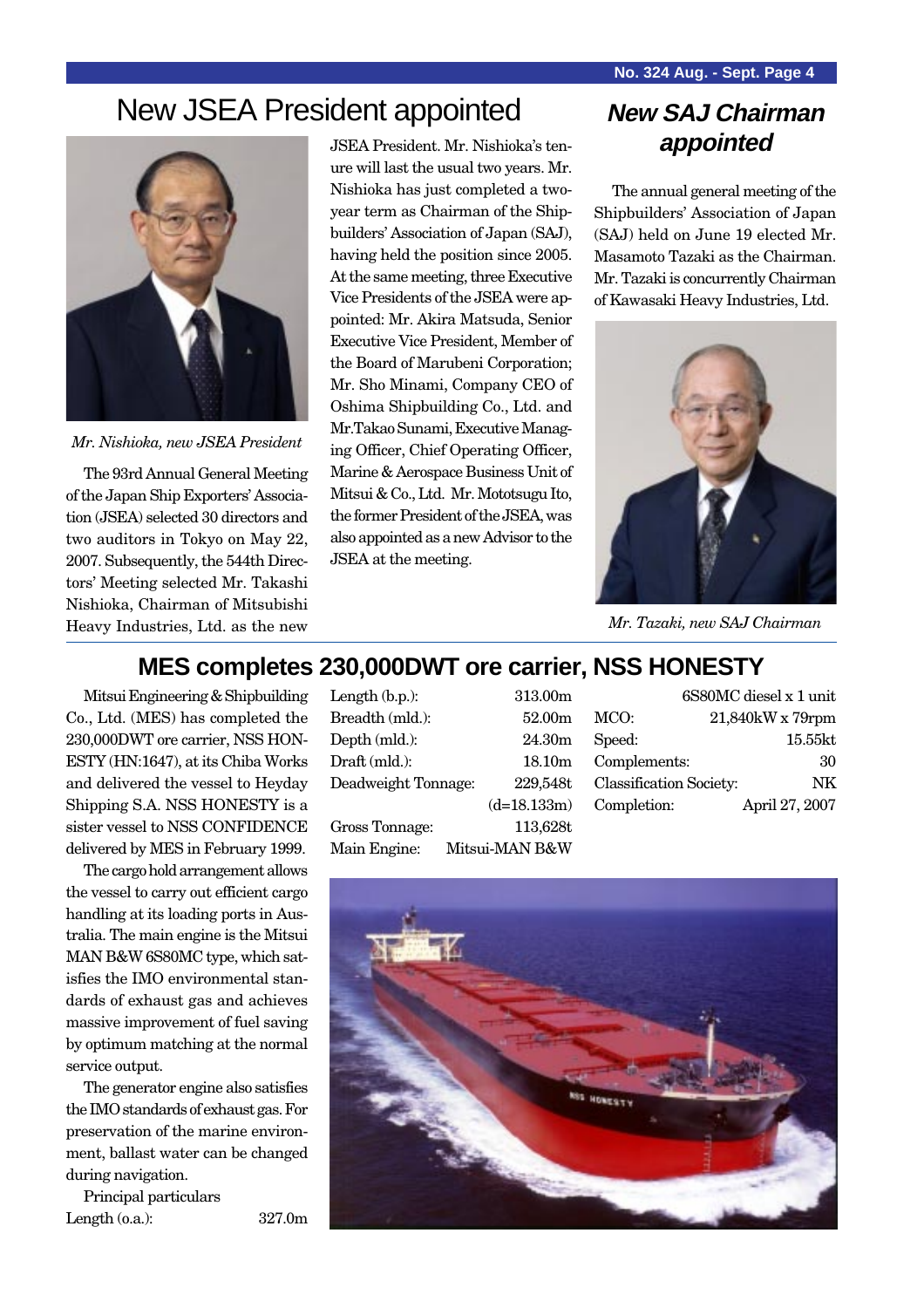# New JSEA President appointed

*Mr. Nishioka, new JSEA President*

The 93rd Annual General Meeting of the Japan Ship Exporters' Association (JSEA) selected 30 directors and two auditors in Tokyo on May 22, 2007. Subsequently, the 544th Directors' Meeting selected Mr. Takashi Nishioka, Chairman of Mitsubishi Heavy Industries, Ltd. as the new JSEA President. Mr. Nishioka's tenure will last the usual two years. Mr. Nishioka has just completed a two-year term as Chairman of the Shipbuilders' Association of Japan (SAJ), having held the position since 2005. At the same meeting, three Executive Vice Presidents of the JSEA were appointed: Mr. Akira Matsuda, Senior Executive Vice President, Member of the Board of Marubeni Corporation; Mr. Sho Minami, Company CEO of Oshima Shipbuilding Co., Ltd. and Mr.Takao Sunami, Executive Managing Officer, Chief Operating Officer, Marine & Aerospace Business Unit of Mitsui & Co., Ltd. Mr. Mototsugu Ito, the former President of the JSEA, was also appointed as a new Advisor to the JSEA at the meeting.

## *New SAJ Chairman appointed*

The annual general meeting of the Shipbuilders' Association of Japan (SAJ) held on June 19 elected Mr. Masamoto Tazaki as the Chairman. Mr. Tazaki is concurrently Chairman of Kawasaki Heavy Industries, Ltd.

*Mr. Tazaki, new SAJ Chairman*

# MES completes 230,000DWT ore carrier, NSS HONESTY

Mitsui Engineering & Shipbuilding Co., Ltd. (MES) has completed the 230,000DWT ore carrier, NSS HONESTY (HN:1647), at its Chiba Works and delivered the vessel to Heyday Shipping S.A. NSS HONESTY is a sister vessel to NSS CONFIDENCE delivered by MES in February 1999.

The cargo hold arrangement allows the vessel to carry out efficient cargo handling at its loading ports in Australia. The main engine is the Mitsui MAN B&W 6S80MC type, which satisfies the IMO environmental standards of exhaust gas and achieves massive improvement of fuel saving by optimum matching at the normal service output.

The generator engine also satisfies the IMO standards of exhaust gas. For preservation of the marine environment, ballast water can be changed during navigation.

Principal particulars

| | |
|---|---|
| Length (o.a.): | 327.0m |
| Length (b.p.): | 313.00m |
| Breadth (mld.): | 52.00m |
| Depth (mld.): | 24.30m |
| Draft (mld.): | 18.10m |
| Deadweight Tonnage: | 229,548t (d=18.133m) |
| Gross Tonnage: | 113,628t |
| Main Engine: | Mitsui-MAN B&W 6S80MC diesel x 1 unit |
| MCO: | 21,840kW x 79rpm |
| Speed: | 15.55kt |
| Complements: | 30 |
| Classification Society: | NK |
| Completion: | April 27, 2007 |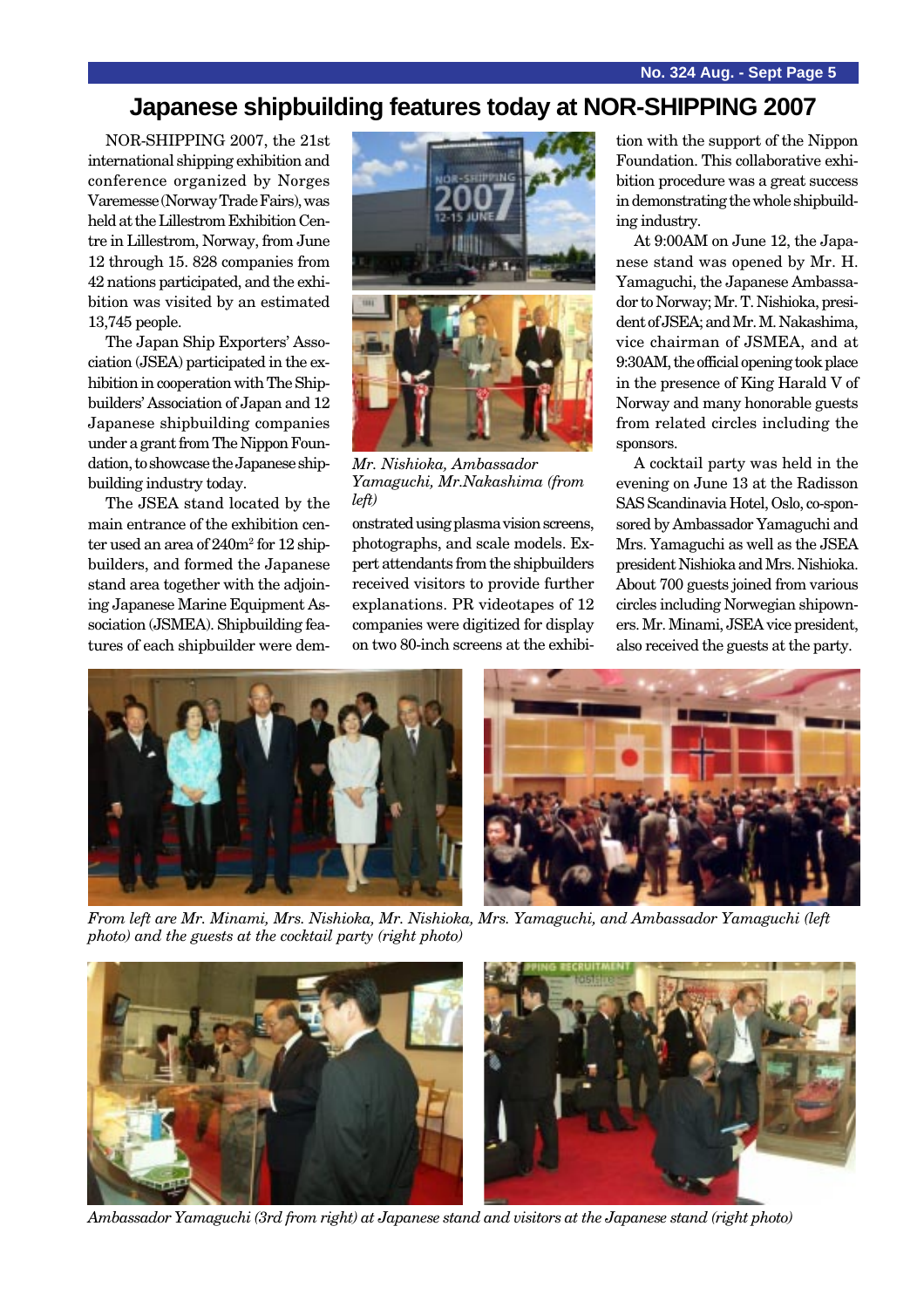# Japanese shipbuilding features today at NOR-SHIPPING 2007

NOR-SHIPPING 2007, the 21st international shipping exhibition and conference organized by Norges Varemesse (Norway Trade Fairs), was held at the Lillestrom Exhibition Centre in Lillestrom, Norway, from June 12 through 15. 828 companies from 42 nations participated, and the exhibition was visited by an estimated 13,745 people.

The Japan Ship Exporters' Association (JSEA) participated in the exhibition in cooperation with The Shipbuilders' Association of Japan and 12 Japanese shipbuilding companies under a grant from The Nippon Foundation, to showcase the Japanese shipbuilding industry today.

The JSEA stand located by the main entrance of the exhibition center used an area of $240m^2$ for 12 shipbuilders, and formed the Japanese stand area together with the adjoining Japanese Marine Equipment Association (JSMEA). Shipbuilding features of each shipbuilder were demonstrated using plasma vision screens, photographs, and scale models. Expert attendants from the shipbuilders received visitors to provide further explanations. PR videotapes of 12 companies were digitized for display on two 80-inch screens at the exhibition with the support of the Nippon Foundation. This collaborative exhibition procedure was a great success in demonstrating the whole shipbuilding industry.

*Mr. Nishioka, Ambassador Yamaguchi, Mr.Nakashima (from left)*

At 9:00AM on June 12, the Japanese stand was opened by Mr. H. Yamaguchi, the Japanese Ambassador to Norway; Mr. T. Nishioka, president of JSEA; and Mr. M. Nakashima, vice chairman of JSMEA, and at 9:30AM, the official opening took place in the presence of King Harald V of Norway and many honorable guests from related circles including the sponsors.

A cocktail party was held in the evening on June 13 at the Radisson SAS Scandinavia Hotel, Oslo, co-sponsored by Ambassador Yamaguchi and Mrs. Yamaguchi as well as the JSEA president Nishioka and Mrs. Nishioka. About 700 guests joined from various circles including Norwegian shipowners. Mr. Minami, JSEA vice president, also received the guests at the party.

*From left are Mr. Minami, Mrs. Nishioka, Mr. Nishioka, Mrs. Yamaguchi, and Ambassador Yamaguchi (left photo) and the guests at the cocktail party (right photo)*

*Ambassador Yamaguchi (3rd from right) at Japanese stand and visitors at the Japanese stand (right photo)*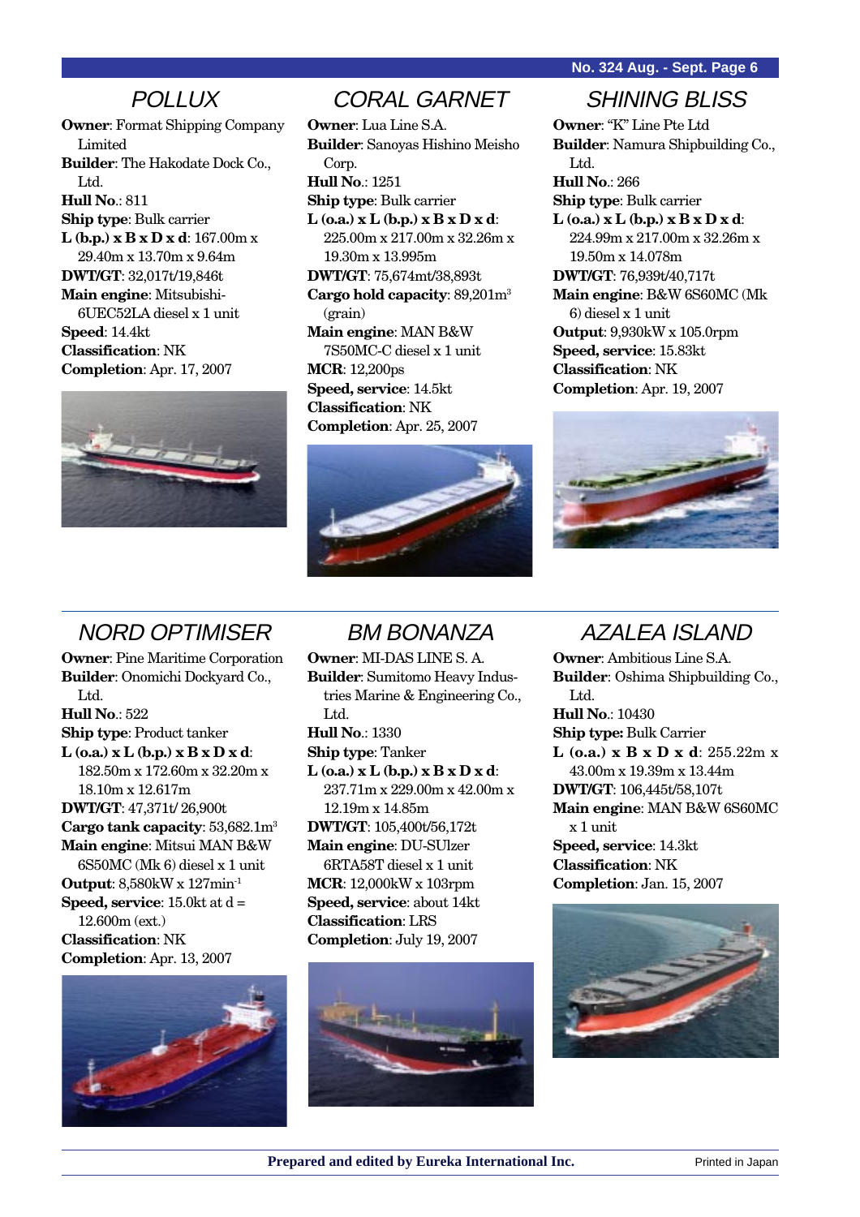## POLLUX

**Owner**: Format Shipping Company Limited
**Builder**: The Hakodate Dock Co., Ltd.
**Hull No.**: 811
**Ship type**: Bulk carrier
**L (b.p.) x B x D x d**: 167.00m x 29.40m x 13.70m x 9.64m
**DWT/GT**: 32,017t/19,846t
**Main engine**: Mitsubishi-6UEC52LA diesel x 1 unit
**Speed**: 14.4kt
**Classification**: NK
**Completion**: Apr. 17, 2007

## CORAL GARNET

**Owner**: Lua Line S.A.
**Builder**: Sanoyas Hishino Meisho Corp.
**Hull No.**: 1251
**Ship type**: Bulk carrier
**L (o.a.) x L (b.p.) x B x D x d**: 225.00m x 217.00m x 32.26m x 19.30m x 13.995m
**DWT/GT**: 75,674mt/38,893t
**Cargo hold capacity**: 89,201$m^3$ (grain)
**Main engine**: MAN B&W 7S50MC-C diesel x 1 unit
**MCR**: 12,200ps
**Speed, service**: 14.5kt
**Classification**: NK
**Completion**: Apr. 25, 2007

## SHINING BLISS

**Owner**: "K" Line Pte Ltd
**Builder**: Namura Shipbuilding Co., Ltd.
**Hull No.**: 266
**Ship type**: Bulk carrier
**L (o.a.) x L (b.p.) x B x D x d**: 224.99m x 217.00m x 32.26m x 19.50m x 14.078m
**DWT/GT**: 76,939t/40,717t
**Main engine**: B&W 6S60MC (Mk 6) diesel x 1 unit
**Output**: 9,930kW x 105.0rpm
**Speed, service**: 15.83kt
**Classification**: NK
**Completion**: Apr. 19, 2007

## NORD OPTIMISER

**Owner**: Pine Maritime Corporation
**Builder**: Onomichi Dockyard Co., Ltd.
**Hull No.**: 522
**Ship type**: Product tanker
**L (o.a.) x L (b.p.) x B x D x d**: 182.50m x 172.60m x 32.20m x 18.10m x 12.617m
**DWT/GT**: 47,371t/ 26,900t
**Cargo tank capacity**: 53,682.1$m^3$
**Main engine**: Mitsui MAN B&W 6S50MC (Mk 6) diesel x 1 unit
**Output**: 8,580kW x 127$min^{-1}$
**Speed, service**: 15.0kt at d = 12.600m (ext.)
**Classification**: NK
**Completion**: Apr. 13, 2007

## BM BONANZA

**Owner**: MI-DAS LINE S. A.
**Builder**: Sumitomo Heavy Industries Marine & Engineering Co., Ltd.
**Hull No.**: 1330
**Ship type**: Tanker
**L (o.a.) x L (b.p.) x B x D x d**: 237.71m x 229.00m x 42.00m x 12.19m x 14.85m
**DWT/GT**: 105,400t/56,172t
**Main engine**: DU-SUlzer 6RTA58T diesel x 1 unit
**MCR**: 12,000kW x 103rpm
**Speed, service**: about 14kt
**Classification**: LRS
**Completion**: July 19, 2007

## AZALEA ISLAND

**Owner**: Ambitious Line S.A.
**Builder**: Oshima Shipbuilding Co., Ltd.
**Hull No.**: 10430
**Ship type:** Bulk Carrier
**L (o.a.) x B x D x d**: 255.22m x 43.00m x 19.39m x 13.44m
**DWT/GT**: 106,445t/58,107t
**Main engine**: MAN B&W 6S60MC x 1 unit
**Speed, service**: 14.3kt
**Classification**: NK
**Completion**: Jan. 15, 2007

**Prepared and edited by Eureka International Inc.** Printed in Japan